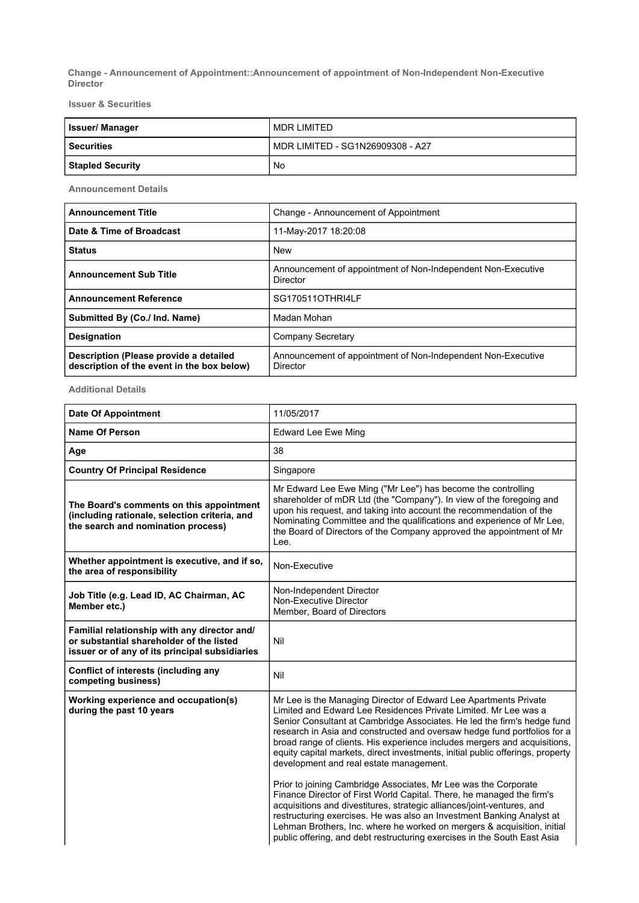**Change - Announcement of Appointment::Announcement of appointment of Non-Independent Non-Executive Director**

**Issuer & Securities**

| Issuer/ Manager | MDR LIMITED |
| --- | --- |
| Securities | MDR LIMITED - SG1N26909308 - A27 |
| Stapled Security | No |

**Announcement Details**

| Announcement Title | Change - Announcement of Appointment |
| --- | --- |
| Date & Time of Broadcast | 11-May-2017 18:20:08 |
| Status | New |
| Announcement Sub Title | Announcement of appointment of Non-Independent Non-Executive Director |
| Announcement Reference | SG170511OTHRI4LF |
| Submitted By (Co./ Ind. Name) | Madan Mohan |
| Designation | Company Secretary |
| Description (Please provide a detailed description of the event in the box below) | Announcement of appointment of Non-Independent Non-Executive Director |

**Additional Details**

| Date Of Appointment | 11/05/2017 |
| --- | --- |
| Name Of Person | Edward Lee Ewe Ming |
| Age | 38 |
| Country Of Principal Residence | Singapore |
| The Board's comments on this appointment (including rationale, selection criteria, and the search and nomination process) | Mr Edward Lee Ewe Ming ("Mr Lee") has become the controlling shareholder of mDR Ltd (the "Company"). In view of the foregoing and upon his request, and taking into account the recommendation of the Nominating Committee and the qualifications and experience of Mr Lee, the Board of Directors of the Company approved the appointment of Mr Lee. |
| Whether appointment is executive, and if so, the area of responsibility | Non-Executive |
| Job Title (e.g. Lead ID, AC Chairman, AC Member etc.) | Non-Independent Director<br>Non-Executive Director<br>Member, Board of Directors |
| Familial relationship with any director and/ or substantial shareholder of the listed issuer or of any of its principal subsidiaries | Nil |
| Conflict of interests (including any competing business) | Nil |
| Working experience and occupation(s) during the past 10 years | Mr Lee is the Managing Director of Edward Lee Apartments Private Limited and Edward Lee Residences Private Limited. Mr Lee was a Senior Consultant at Cambridge Associates. He led the firm's hedge fund research in Asia and constructed and oversaw hedge fund portfolios for a broad range of clients. His experience includes mergers and acquisitions, equity capital markets, direct investments, initial public offerings, property development and real estate management.<br><br>Prior to joining Cambridge Associates, Mr Lee was the Corporate Finance Director of First World Capital. There, he managed the firm's acquisitions and divestitures, strategic alliances/joint-ventures, and restructuring exercises. He was also an Investment Banking Analyst at Lehman Brothers, Inc. where he worked on mergers & acquisition, initial public offering, and debt restructuring exercises in the South East Asia |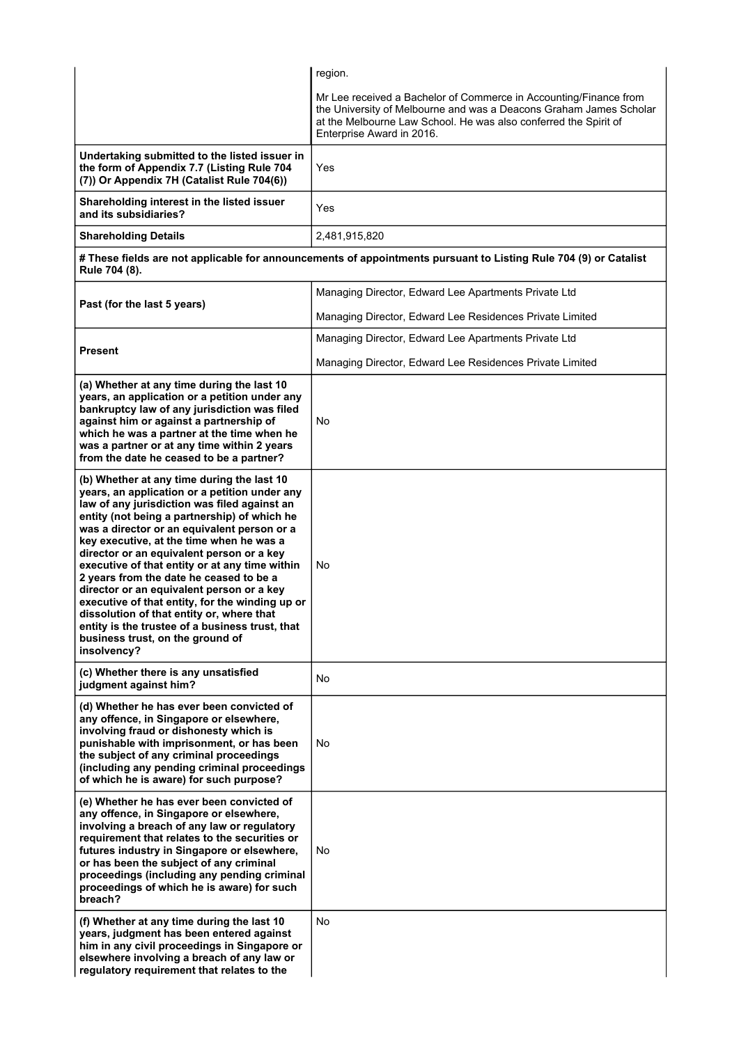| | |
|---|---|
| | region.<br><br>Mr Lee received a Bachelor of Commerce in Accounting/Finance from the University of Melbourne and was a Deacons Graham James Scholar at the Melbourne Law School. He was also conferred the Spirit of Enterprise Award in 2016. |
| **Undertaking submitted to the listed issuer in the form of Appendix 7.7 (Listing Rule 704 (7)) Or Appendix 7H (Catalist Rule 704(6))** | Yes |
| **Shareholding interest in the listed issuer and its subsidiaries?** | Yes |
| **Shareholding Details** | 2,481,915,820 |
| **# These fields are not applicable for announcements of appointments pursuant to Listing Rule 704 (9) or Catalist Rule 704 (8).** | |
| **Past (for the last 5 years)** | Managing Director, Edward Lee Apartments Private Ltd<br><br>Managing Director, Edward Lee Residences Private Limited |
| **Present** | Managing Director, Edward Lee Apartments Private Ltd<br><br>Managing Director, Edward Lee Residences Private Limited |
| **(a) Whether at any time during the last 10 years, an application or a petition under any bankruptcy law of any jurisdiction was filed against him or against a partnership of which he was a partner at the time when he was a partner or at any time within 2 years from the date he ceased to be a partner?** | No |
| **(b) Whether at any time during the last 10 years, an application or a petition under any law of any jurisdiction was filed against an entity (not being a partnership) of which he was a director or an equivalent person or a key executive, at the time when he was a director or an equivalent person or a key executive of that entity or at any time within 2 years from the date he ceased to be a director or an equivalent person or a key executive of that entity, for the winding up or dissolution of that entity or, where that entity is the trustee of a business trust, that business trust, on the ground of insolvency?** | No |
| **(c) Whether there is any unsatisfied judgment against him?** | No |
| **(d) Whether he has ever been convicted of any offence, in Singapore or elsewhere, involving fraud or dishonesty which is punishable with imprisonment, or has been the subject of any criminal proceedings (including any pending criminal proceedings of which he is aware) for such purpose?** | No |
| **(e) Whether he has ever been convicted of any offence, in Singapore or elsewhere, involving a breach of any law or regulatory requirement that relates to the securities or futures industry in Singapore or elsewhere, or has been the subject of any criminal proceedings (including any pending criminal proceedings of which he is aware) for such breach?** | No |
| **(f) Whether at any time during the last 10 years, judgment has been entered against him in any civil proceedings in Singapore or elsewhere involving a breach of any law or regulatory requirement that relates to the** | No |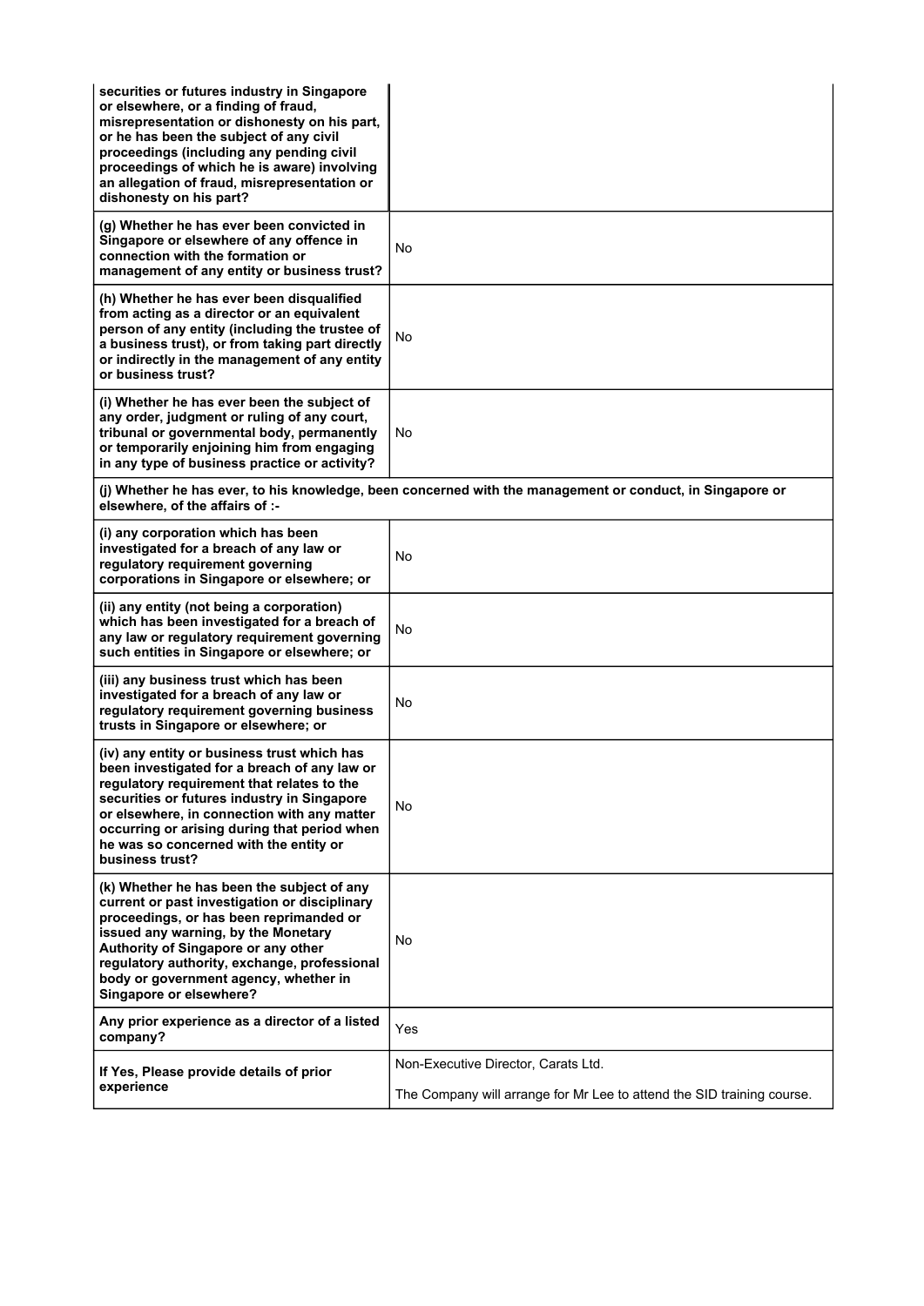| | |
|---|---|
| **securities or futures industry in Singapore or elsewhere, or a finding of fraud, misrepresentation or dishonesty on his part, or he has been the subject of any civil proceedings (including any pending civil proceedings of which he is aware) involving an allegation of fraud, misrepresentation or dishonesty on his part?** | |
| **(g) Whether he has ever been convicted in Singapore or elsewhere of any offence in connection with the formation or management of any entity or business trust?** | No |
| **(h) Whether he has ever been disqualified from acting as a director or an equivalent person of any entity (including the trustee of a business trust), or from taking part directly or indirectly in the management of any entity or business trust?** | No |
| **(i) Whether he has ever been the subject of any order, judgment or ruling of any court, tribunal or governmental body, permanently or temporarily enjoining him from engaging in any type of business practice or activity?** | No |
| **(j) Whether he has ever, to his knowledge, been concerned with the management or conduct, in Singapore or elsewhere, of the affairs of :-** | |
| **(i) any corporation which has been investigated for a breach of any law or regulatory requirement governing corporations in Singapore or elsewhere; or** | No |
| **(ii) any entity (not being a corporation) which has been investigated for a breach of any law or regulatory requirement governing such entities in Singapore or elsewhere; or** | No |
| **(iii) any business trust which has been investigated for a breach of any law or regulatory requirement governing business trusts in Singapore or elsewhere; or** | No |
| **(iv) any entity or business trust which has been investigated for a breach of any law or regulatory requirement that relates to the securities or futures industry in Singapore or elsewhere, in connection with any matter occurring or arising during that period when he was so concerned with the entity or business trust?** | No |
| **(k) Whether he has been the subject of any current or past investigation or disciplinary proceedings, or has been reprimanded or issued any warning, by the Monetary Authority of Singapore or any other regulatory authority, exchange, professional body or government agency, whether in Singapore or elsewhere?** | No |
| **Any prior experience as a director of a listed company?** | Yes |
| **If Yes, Please provide details of prior experience** | Non-Executive Director, Carats Ltd.<br><br>The Company will arrange for Mr Lee to attend the SID training course. |